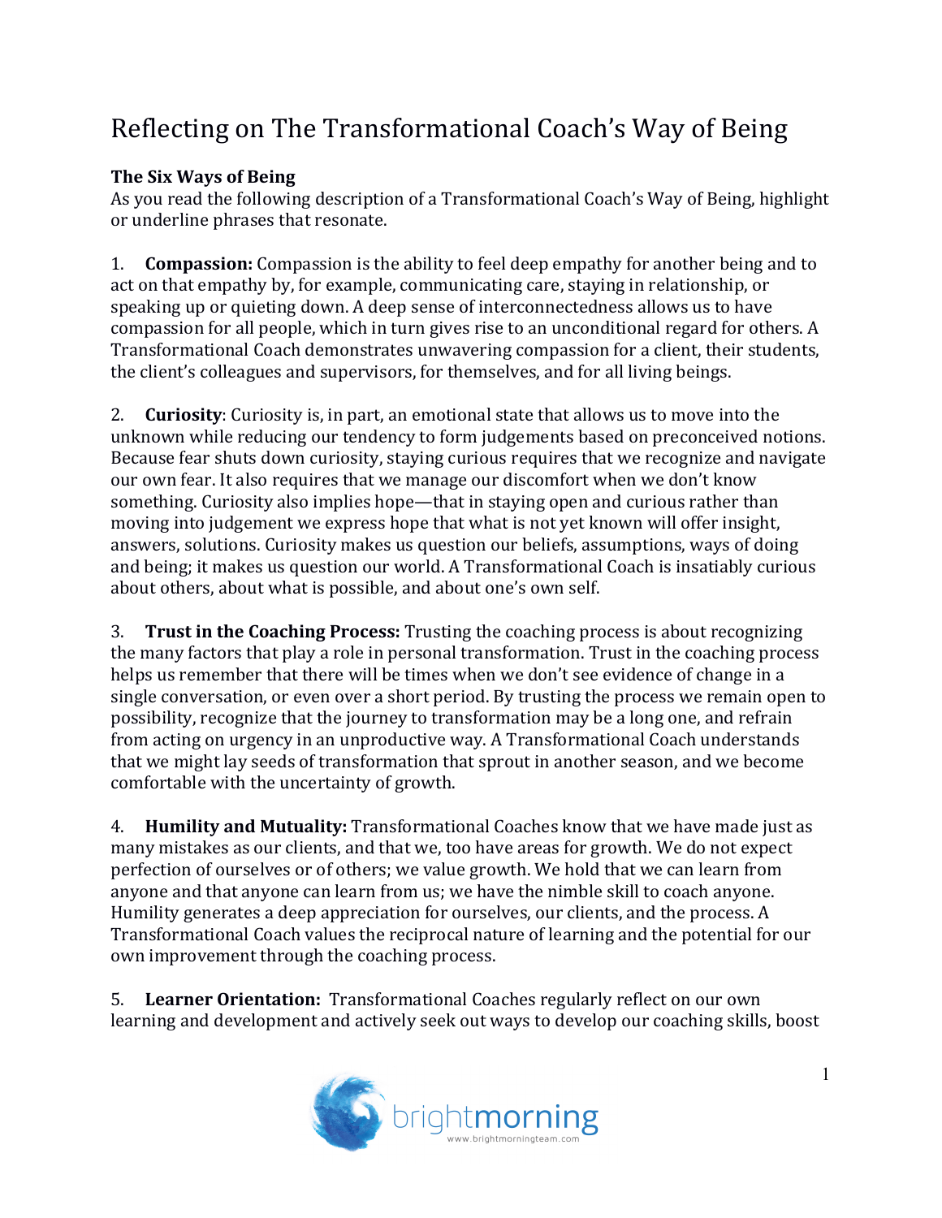# Reflecting on The Transformational Coach's Way of Being

**The Six Ways of Being**

As you read the following description of a Transformational Coach's Way of Being, highlight or underline phrases that resonate.

1. **Compassion:** Compassion is the ability to feel deep empathy for another being and to act on that empathy by, for example, communicating care, staying in relationship, or speaking up or quieting down. A deep sense of interconnectedness allows us to have compassion for all people, which in turn gives rise to an unconditional regard for others. A Transformational Coach demonstrates unwavering compassion for a client, their students, the client's colleagues and supervisors, for themselves, and for all living beings.

2. **Curiosity**: Curiosity is, in part, an emotional state that allows us to move into the unknown while reducing our tendency to form judgements based on preconceived notions. Because fear shuts down curiosity, staying curious requires that we recognize and navigate our own fear. It also requires that we manage our discomfort when we don't know something. Curiosity also implies hope—that in staying open and curious rather than moving into judgement we express hope that what is not yet known will offer insight, answers, solutions. Curiosity makes us question our beliefs, assumptions, ways of doing and being; it makes us question our world. A Transformational Coach is insatiably curious about others, about what is possible, and about one's own self.

3. **Trust in the Coaching Process:** Trusting the coaching process is about recognizing the many factors that play a role in personal transformation. Trust in the coaching process helps us remember that there will be times when we don't see evidence of change in a single conversation, or even over a short period. By trusting the process we remain open to possibility, recognize that the journey to transformation may be a long one, and refrain from acting on urgency in an unproductive way. A Transformational Coach understands that we might lay seeds of transformation that sprout in another season, and we become comfortable with the uncertainty of growth.

4. **Humility and Mutuality:** Transformational Coaches know that we have made just as many mistakes as our clients, and that we, too have areas for growth. We do not expect perfection of ourselves or of others; we value growth. We hold that we can learn from anyone and that anyone can learn from us; we have the nimble skill to coach anyone. Humility generates a deep appreciation for ourselves, our clients, and the process. A Transformational Coach values the reciprocal nature of learning and the potential for our own improvement through the coaching process.

5. **Learner Orientation:** Transformational Coaches regularly reflect on our own learning and development and actively seek out ways to develop our coaching skills, boost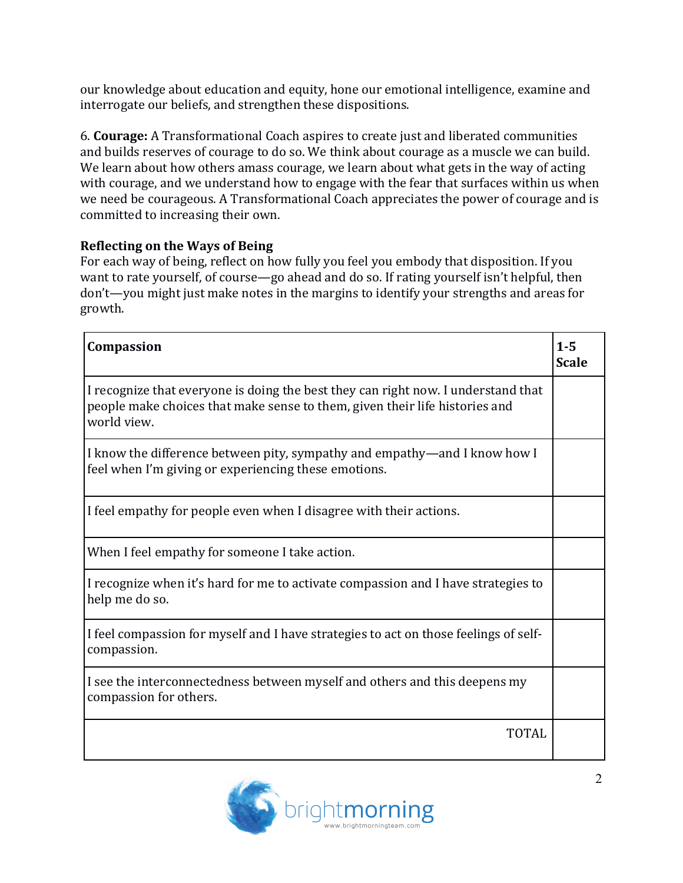our knowledge about education and equity, hone our emotional intelligence, examine and interrogate our beliefs, and strengthen these dispositions.

6. **Courage:** A Transformational Coach aspires to create just and liberated communities and builds reserves of courage to do so. We think about courage as a muscle we can build. We learn about how others amass courage, we learn about what gets in the way of acting with courage, and we understand how to engage with the fear that surfaces within us when we need be courageous. A Transformational Coach appreciates the power of courage and is committed to increasing their own.

**Reflecting on the Ways of Being**

For each way of being, reflect on how fully you feel you embody that disposition. If you want to rate yourself, of course—go ahead and do so. If rating yourself isn't helpful, then don't—you might just make notes in the margins to identify your strengths and areas for growth.

| **Compassion** | **1-5 Scale** |
|---|---|
| I recognize that everyone is doing the best they can right now. I understand that people make choices that make sense to them, given their life histories and world view. | |
| I know the difference between pity, sympathy and empathy—and I know how I feel when I'm giving or experiencing these emotions. | |
| I feel empathy for people even when I disagree with their actions. | |
| When I feel empathy for someone I take action. | |
| I recognize when it's hard for me to activate compassion and I have strategies to help me do so. | |
| I feel compassion for myself and I have strategies to act on those feelings of self-compassion. | |
| I see the interconnectedness between myself and others and this deepens my compassion for others. | |
| TOTAL | |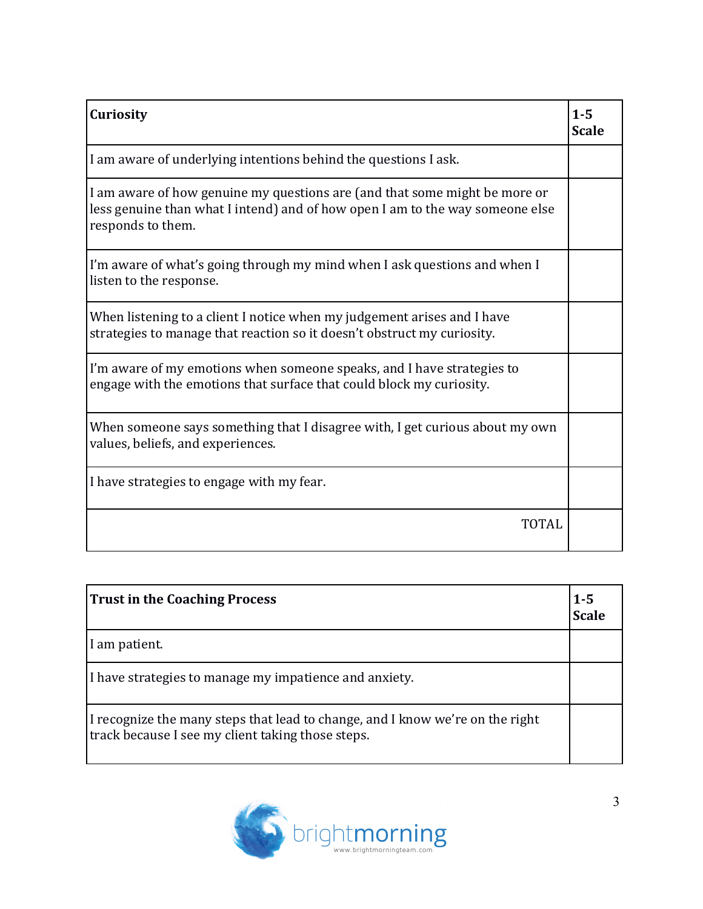| **Curiosity** | **1-5 Scale** |
| --- | --- |
| I am aware of underlying intentions behind the questions I ask. | |
| I am aware of how genuine my questions are (and that some might be more or less genuine than what I intend) and of how open I am to the way someone else responds to them. | |
| I'm aware of what's going through my mind when I ask questions and when I listen to the response. | |
| When listening to a client I notice when my judgement arises and I have strategies to manage that reaction so it doesn't obstruct my curiosity. | |
| I'm aware of my emotions when someone speaks, and I have strategies to engage with the emotions that surface that could block my curiosity. | |
| When someone says something that I disagree with, I get curious about my own values, beliefs, and experiences. | |
| I have strategies to engage with my fear. | |
| TOTAL | |

| **Trust in the Coaching Process** | **1-5 Scale** |
| --- | --- |
| I am patient. | |
| I have strategies to manage my impatience and anxiety. | |
| I recognize the many steps that lead to change, and I know we're on the right track because I see my client taking those steps. | |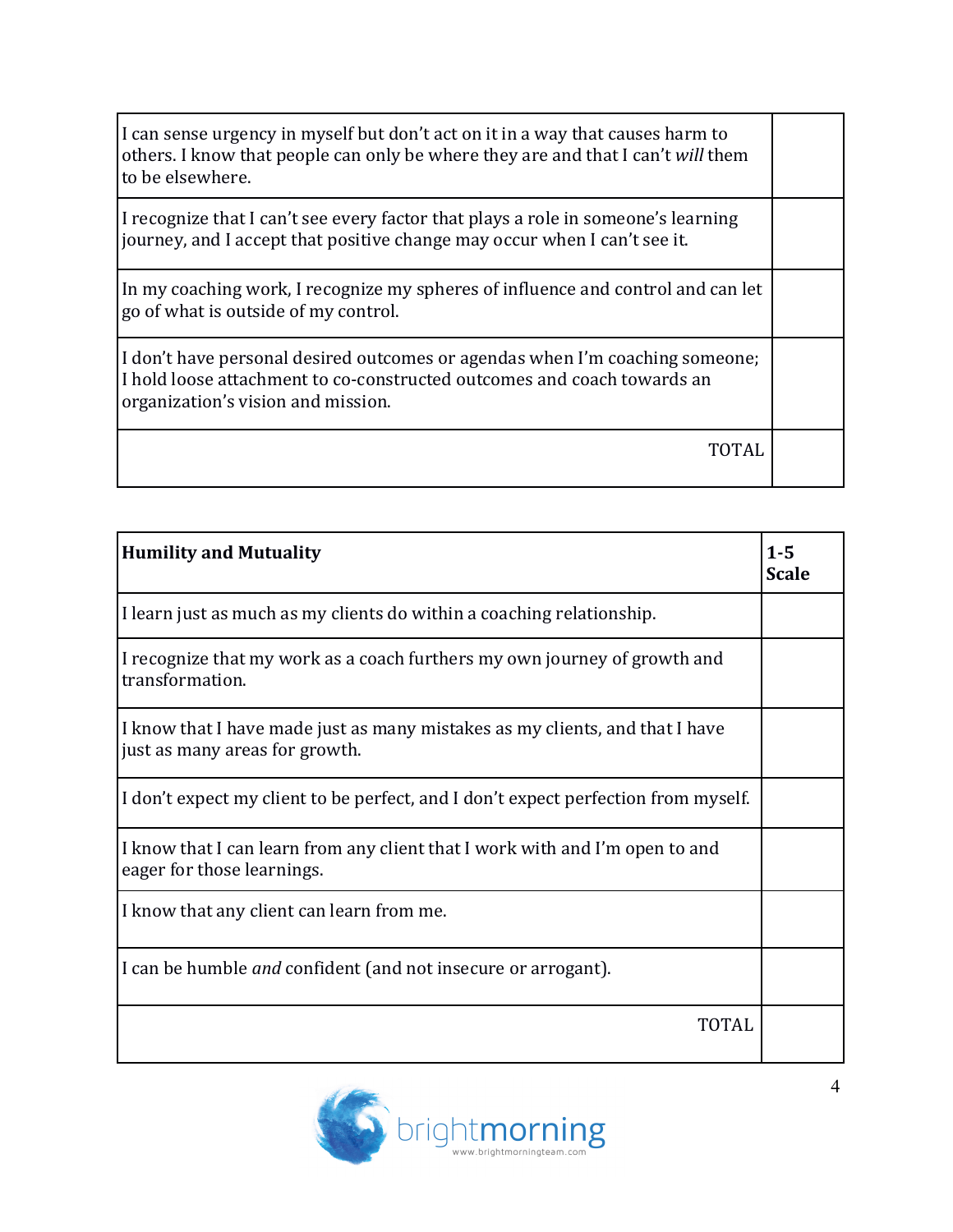| | |
|---|---|
| I can sense urgency in myself but don't act on it in a way that causes harm to others. I know that people can only be where they are and that I can't *will* them to be elsewhere. | |
| I recognize that I can't see every factor that plays a role in someone's learning journey, and I accept that positive change may occur when I can't see it. | |
| In my coaching work, I recognize my spheres of influence and control and can let go of what is outside of my control. | |
| I don't have personal desired outcomes or agendas when I'm coaching someone; I hold loose attachment to co-constructed outcomes and coach towards an organization's vision and mission. | |
| TOTAL | |

| **Humility and Mutuality** | **1-5 Scale** |
|---|---|
| I learn just as much as my clients do within a coaching relationship. | |
| I recognize that my work as a coach furthers my own journey of growth and transformation. | |
| I know that I have made just as many mistakes as my clients, and that I have just as many areas for growth. | |
| I don't expect my client to be perfect, and I don't expect perfection from myself. | |
| I know that I can learn from any client that I work with and I'm open to and eager for those learnings. | |
| I know that any client can learn from me. | |
| I can be humble *and* confident (and not insecure or arrogant). | |
| TOTAL | |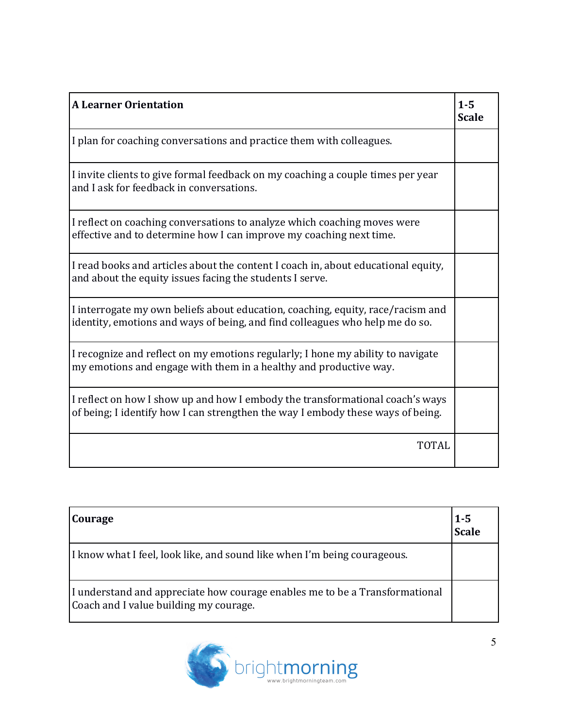| A Learner Orientation | 1-5 Scale |
| --- | --- |
| I plan for coaching conversations and practice them with colleagues. | |
| I invite clients to give formal feedback on my coaching a couple times per year and I ask for feedback in conversations. | |
| I reflect on coaching conversations to analyze which coaching moves were effective and to determine how I can improve my coaching next time. | |
| I read books and articles about the content I coach in, about educational equity, and about the equity issues facing the students I serve. | |
| I interrogate my own beliefs about education, coaching, equity, race/racism and identity, emotions and ways of being, and find colleagues who help me do so. | |
| I recognize and reflect on my emotions regularly; I hone my ability to navigate my emotions and engage with them in a healthy and productive way. | |
| I reflect on how I show up and how I embody the transformational coach's ways of being; I identify how I can strengthen the way I embody these ways of being. | |
| TOTAL | |

| Courage | 1-5 Scale |
| --- | --- |
| I know what I feel, look like, and sound like when I'm being courageous. | |
| I understand and appreciate how courage enables me to be a Transformational Coach and I value building my courage. | |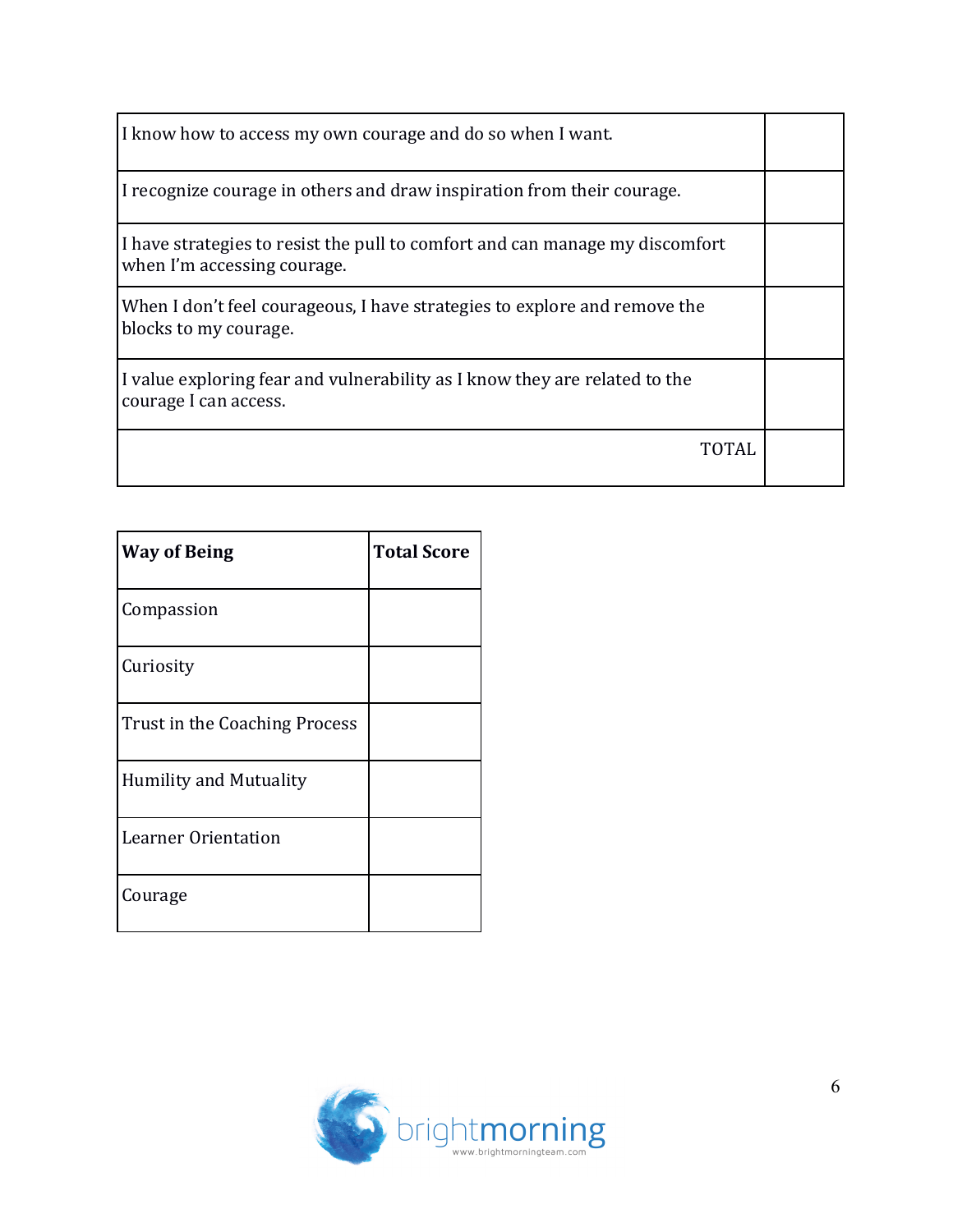| | |
|---|---|
| I know how to access my own courage and do so when I want. | |
| I recognize courage in others and draw inspiration from their courage. | |
| I have strategies to resist the pull to comfort and can manage my discomfort when I'm accessing courage. | |
| When I don't feel courageous, I have strategies to explore and remove the blocks to my courage. | |
| I value exploring fear and vulnerability as I know they are related to the courage I can access. | |
| TOTAL | |

| **Way of Being** | **Total Score** |
|---|---|
| Compassion | |
| Curiosity | |
| Trust in the Coaching Process | |
| Humility and Mutuality | |
| Learner Orientation | |
| Courage | |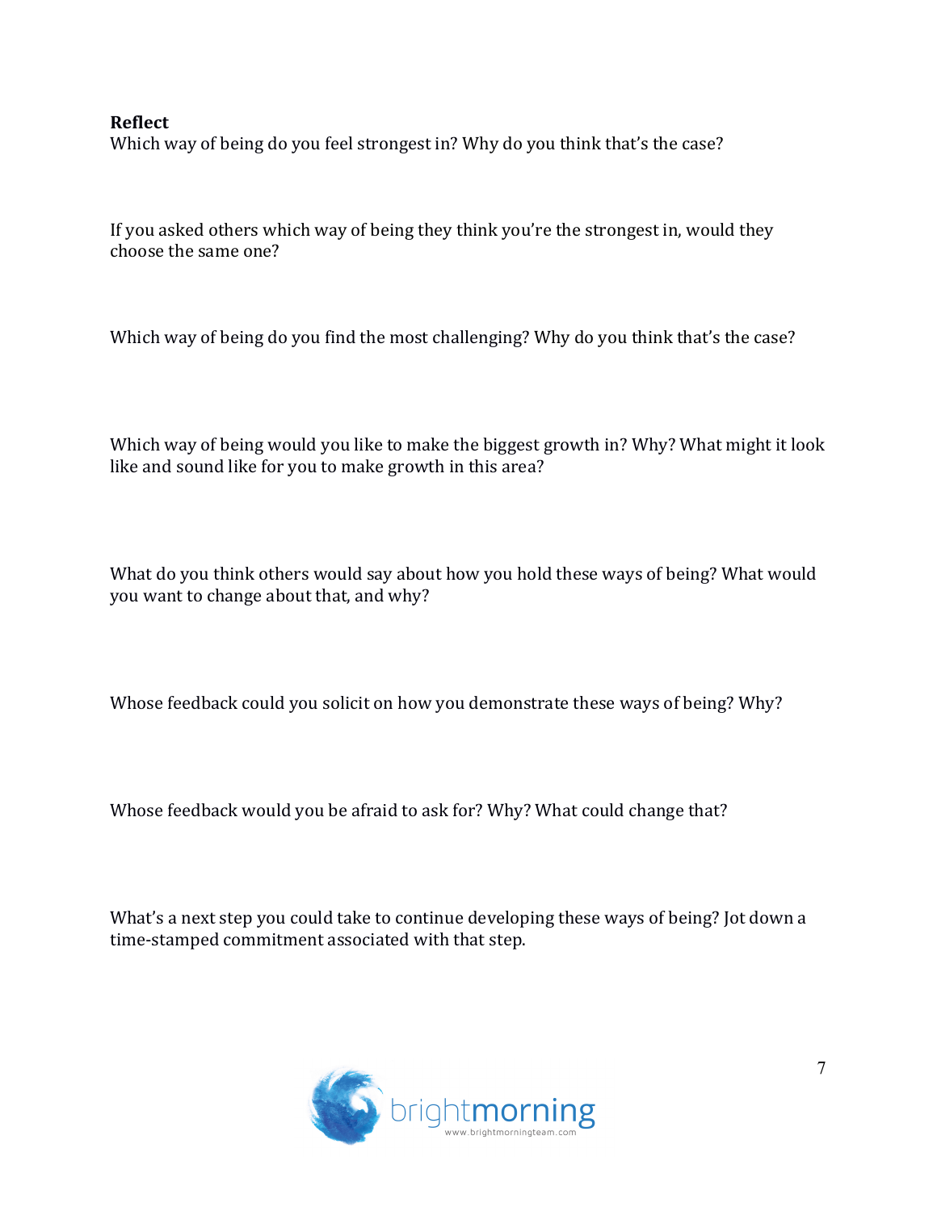**Reflect**

Which way of being do you feel strongest in? Why do you think that's the case?

If you asked others which way of being they think you're the strongest in, would they choose the same one?

Which way of being do you find the most challenging? Why do you think that's the case?

Which way of being would you like to make the biggest growth in? Why? What might it look like and sound like for you to make growth in this area?

What do you think others would say about how you hold these ways of being? What would you want to change about that, and why?

Whose feedback could you solicit on how you demonstrate these ways of being? Why?

Whose feedback would you be afraid to ask for? Why? What could change that?

What's a next step you could take to continue developing these ways of being? Jot down a time-stamped commitment associated with that step.